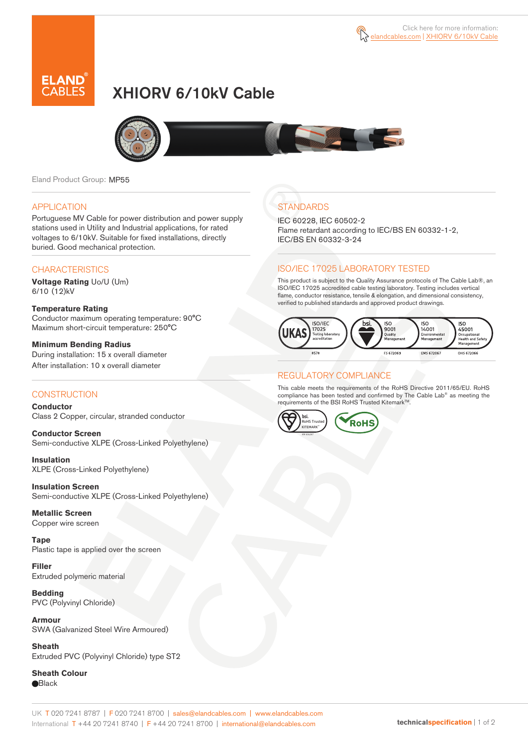Click here for more information: elandcables.com | XHIORV 6/10kV Cable

ELAND CABLES

# XHIORV 6/10kV Cable

Eland Product Group: MP55

## APPLICATION

Portuguese MV Cable for power distribution and power supply stations used in Utility and Industrial applications, for rated voltages to 6/10kV. Suitable for fixed installations, directly buried. Good mechanical protection.

## CHARACTERISTICS

**Voltage Rating** Uo/U (Um)
6/10 (12)kV

**Temperature Rating**
Conductor maximum operating temperature: 90°C
Maximum short-circuit temperature: 250°C

**Minimum Bending Radius**
During installation: 15 x overall diameter
After installation: 10 x overall diameter

## CONSTRUCTION

**Conductor**
Class 2 Copper, circular, stranded conductor

**Conductor Screen**
Semi-conductive XLPE (Cross-Linked Polyethylene)

**Insulation**
XLPE (Cross-Linked Polyethylene)

**Insulation Screen**
Semi-conductive XLPE (Cross-Linked Polyethylene)

**Metallic Screen**
Copper wire screen

**Tape**
Plastic tape is applied over the screen

**Filler**
Extruded polymeric material

**Bedding**
PVC (Polyvinyl Chloride)

**Armour**
SWA (Galvanized Steel Wire Armoured)

**Sheath**
Extruded PVC (Polyvinyl Chloride) type ST2

**Sheath Colour**
●Black

## STANDARDS

IEC 60228, IEC 60502-2
Flame retardant according to IEC/BS EN 60332-1-2, IEC/BS EN 60332-3-24

## ISO/IEC 17025 LABORATORY TESTED

This product is subject to the Quality Assurance protocols of The Cable Lab®, an ISO/IEC 17025 accredited cable testing laboratory. Testing includes vertical flame, conductor resistance, tensile & elongation, and dimensional consistency, verified to published standards and approved product drawings.

UKAS ISO/IEC 17025 Testing laboratory accreditation 8578 | bsi. ISO 9001 Quality Management FS 672069 | ISO 14001 Environmental Management EMS 672067 | ISO 45001 Occupational Health and Safety Management OHS 672066

## REGULATORY COMPLIANCE

This cable meets the requirements of the RoHS Directive 2011/65/EU. RoHS compliance has been tested and confirmed by The Cable Lab® as meeting the requirements of the BSI RoHS Trusted Kitemark™.

bsi. RoHS Trusted KITEMARK™ | RoHS

UK T 020 7241 8787 | F 020 7241 8700 | sales@elandcables.com | www.elandcables.com
International T +44 20 7241 8740 | F +44 20 7241 8700 | international@elandcables.com

technicalspecification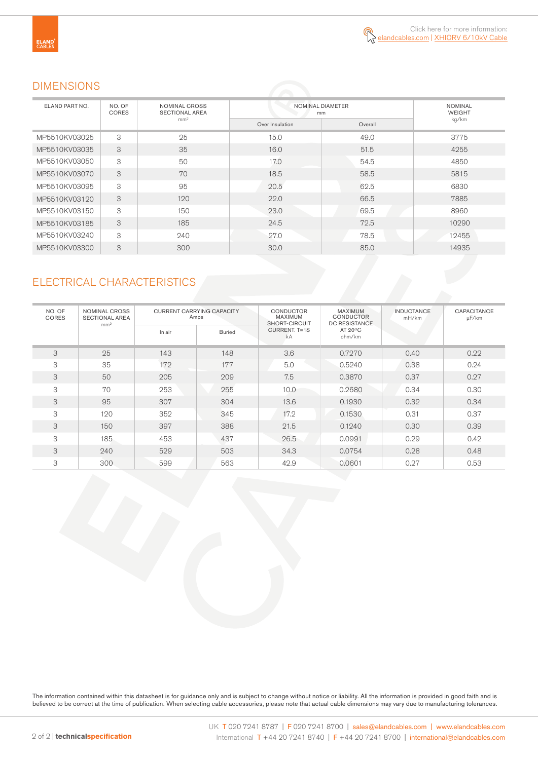Click here for more information: elandcables.com | XHIORV 6/10kV Cable

## DIMENSIONS

| ELAND PART NO. | NO. OF CORES | NOMINAL CROSS SECTIONAL AREA mm² | NOMINAL DIAMETER mm | | NOMINAL WEIGHT kg/km |
|---|---|---|---|---|---|
| | | | Over Insulation | Overall | |
| MP5510KV03025 | 3 | 25 | 15.0 | 49.0 | 3775 |
| MP5510KV03035 | 3 | 35 | 16.0 | 51.5 | 4255 |
| MP5510KV03050 | 3 | 50 | 17.0 | 54.5 | 4850 |
| MP5510KV03070 | 3 | 70 | 18.5 | 58.5 | 5815 |
| MP5510KV03095 | 3 | 95 | 20.5 | 62.5 | 6830 |
| MP5510KV03120 | 3 | 120 | 22.0 | 66.5 | 7885 |
| MP5510KV03150 | 3 | 150 | 23.0 | 69.5 | 8960 |
| MP5510KV03185 | 3 | 185 | 24.5 | 72.5 | 10290 |
| MP5510KV03240 | 3 | 240 | 27.0 | 78.5 | 12455 |
| MP5510KV03300 | 3 | 300 | 30.0 | 85.0 | 14935 |

## ELECTRICAL CHARACTERISTICS

| NO. OF CORES | NOMINAL CROSS SECTIONAL AREA mm² | CURRENT CARRYING CAPACITY Amps | | CONDUCTOR MAXIMUM SHORT-CIRCUIT CURRENT. T=1S kA | MAXIMUM CONDUCTOR DC RESISTANCE AT 20°C ohm/km | INDUCTANCE mH/km | CAPACITANCE μF/km |
|---|---|---|---|---|---|---|---|
| | | In air | Buried | | | | |
| 3 | 25 | 143 | 148 | 3.6 | 0.7270 | 0.40 | 0.22 |
| 3 | 35 | 172 | 177 | 5.0 | 0.5240 | 0.38 | 0.24 |
| 3 | 50 | 205 | 209 | 7.5 | 0.3870 | 0.37 | 0.27 |
| 3 | 70 | 253 | 255 | 10.0 | 0.2680 | 0.34 | 0.30 |
| 3 | 95 | 307 | 304 | 13.6 | 0.1930 | 0.32 | 0.34 |
| 3 | 120 | 352 | 345 | 17.2 | 0.1530 | 0.31 | 0.37 |
| 3 | 150 | 397 | 388 | 21.5 | 0.1240 | 0.30 | 0.39 |
| 3 | 185 | 453 | 437 | 26.5 | 0.0991 | 0.29 | 0.42 |
| 3 | 240 | 529 | 503 | 34.3 | 0.0754 | 0.28 | 0.48 |
| 3 | 300 | 599 | 563 | 42.9 | 0.0601 | 0.27 | 0.53 |

The information contained within this datasheet is for guidance only and is subject to change without notice or liability. All the information is provided in good faith and is believed to be correct at the time of publication. When selecting cable accessories, please note that actual cable dimensions may vary due to manufacturing tolerances.

UK T 020 7241 8787 | F 020 7241 8700 | sales@elandcables.com | www.elandcables.com
International T +44 20 7241 8740 | F +44 20 7241 8700 | international@elandcables.com